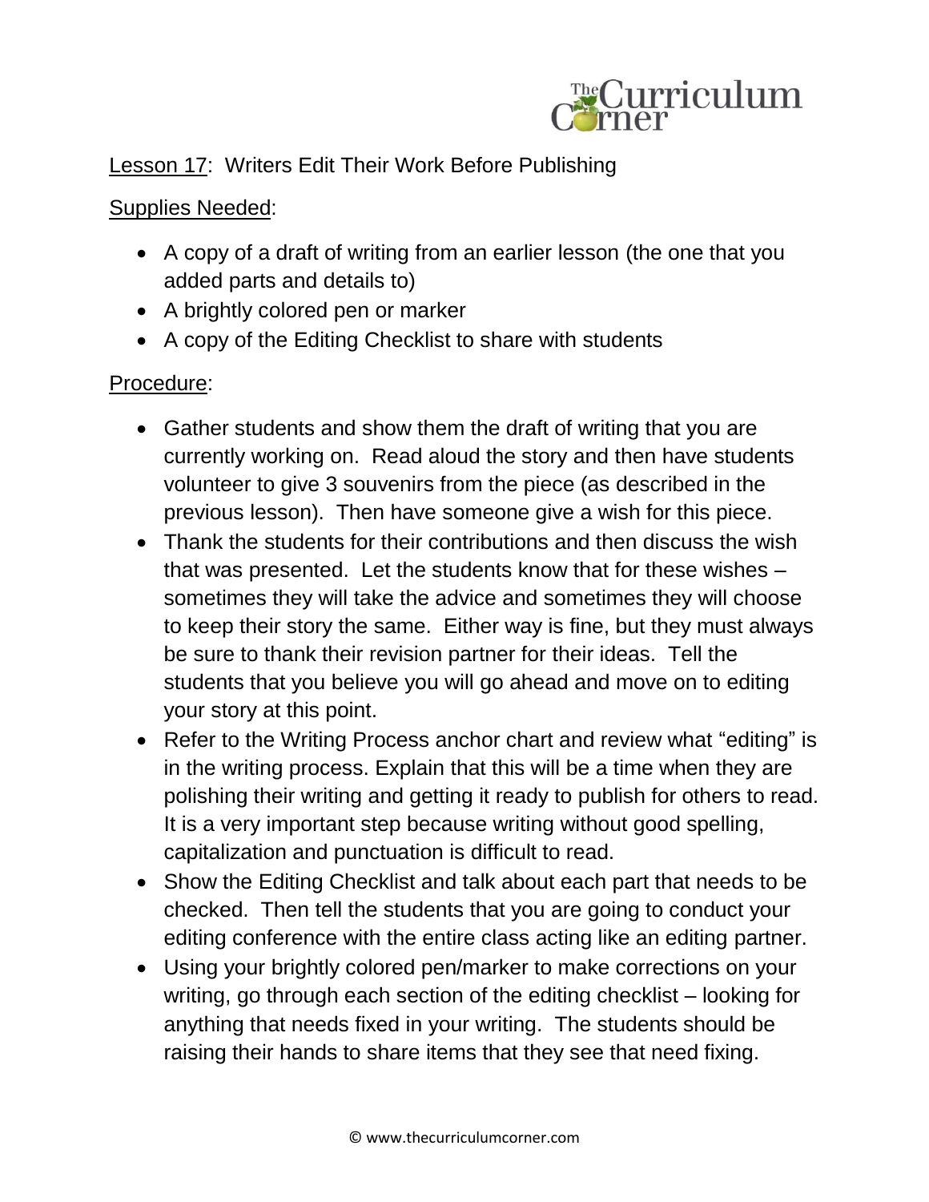Lesson 17: Writers Edit Their Work Before Publishing

Supplies Needed:

- A copy of a draft of writing from an earlier lesson (the one that you added parts and details to)
- A brightly colored pen or marker
- A copy of the Editing Checklist to share with students

Procedure:

- Gather students and show them the draft of writing that you are currently working on. Read aloud the story and then have students volunteer to give 3 souvenirs from the piece (as described in the previous lesson). Then have someone give a wish for this piece.
- Thank the students for their contributions and then discuss the wish that was presented. Let the students know that for these wishes – sometimes they will take the advice and sometimes they will choose to keep their story the same. Either way is fine, but they must always be sure to thank their revision partner for their ideas. Tell the students that you believe you will go ahead and move on to editing your story at this point.
- Refer to the Writing Process anchor chart and review what "editing" is in the writing process. Explain that this will be a time when they are polishing their writing and getting it ready to publish for others to read. It is a very important step because writing without good spelling, capitalization and punctuation is difficult to read.
- Show the Editing Checklist and talk about each part that needs to be checked. Then tell the students that you are going to conduct your editing conference with the entire class acting like an editing partner.
- Using your brightly colored pen/marker to make corrections on your writing, go through each section of the editing checklist – looking for anything that needs fixed in your writing. The students should be raising their hands to share items that they see that need fixing.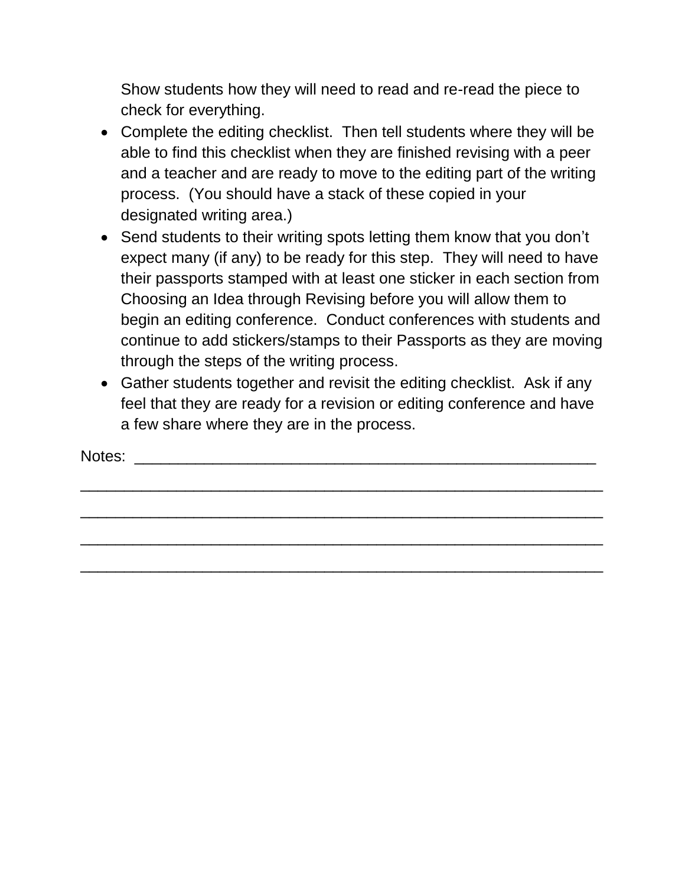Show students how they will need to read and re-read the piece to check for everything.

- Complete the editing checklist. Then tell students where they will be able to find this checklist when they are finished revising with a peer and a teacher and are ready to move to the editing part of the writing process. (You should have a stack of these copied in your designated writing area.)
- Send students to their writing spots letting them know that you don't expect many (if any) to be ready for this step. They will need to have their passports stamped with at least one sticker in each section from Choosing an Idea through Revising before you will allow them to begin an editing conference. Conduct conferences with students and continue to add stickers/stamps to their Passports as they are moving through the steps of the writing process.
- Gather students together and revisit the editing checklist. Ask if any feel that they are ready for a revision or editing conference and have a few share where they are in the process.

Notes: ___________________________________________________

______________________________________________________________

______________________________________________________________

______________________________________________________________

______________________________________________________________